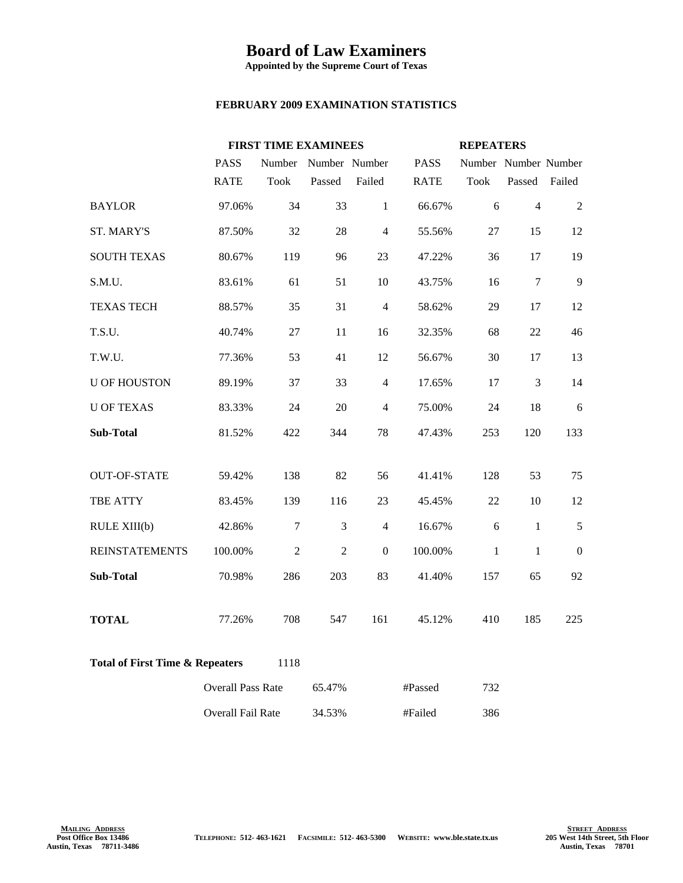# Board of Law Examiners

**Appointed by the Supreme Court of Texas**

**FEBRUARY 2009 EXAMINATION STATISTICS**

| | **FIRST TIME EXAMINEES** | | | | **REPEATERS** | | | |
|---|---|---|---|---|---|---|---|---|
| | PASS RATE | Number Took | Number Passed | Number Failed | PASS RATE | Number Took | Number Passed | Number Failed |
| BAYLOR | 97.06% | 34 | 33 | 1 | 66.67% | 6 | 4 | 2 |
| ST. MARY'S | 87.50% | 32 | 28 | 4 | 55.56% | 27 | 15 | 12 |
| SOUTH TEXAS | 80.67% | 119 | 96 | 23 | 47.22% | 36 | 17 | 19 |
| S.M.U. | 83.61% | 61 | 51 | 10 | 43.75% | 16 | 7 | 9 |
| TEXAS TECH | 88.57% | 35 | 31 | 4 | 58.62% | 29 | 17 | 12 |
| T.S.U. | 40.74% | 27 | 11 | 16 | 32.35% | 68 | 22 | 46 |
| T.W.U. | 77.36% | 53 | 41 | 12 | 56.67% | 30 | 17 | 13 |
| U OF HOUSTON | 89.19% | 37 | 33 | 4 | 17.65% | 17 | 3 | 14 |
| U OF TEXAS | 83.33% | 24 | 20 | 4 | 75.00% | 24 | 18 | 6 |
| **Sub-Total** | 81.52% | 422 | 344 | 78 | 47.43% | 253 | 120 | 133 |
| OUT-OF-STATE | 59.42% | 138 | 82 | 56 | 41.41% | 128 | 53 | 75 |
| TBE ATTY | 83.45% | 139 | 116 | 23 | 45.45% | 22 | 10 | 12 |
| RULE XIII(b) | 42.86% | 7 | 3 | 4 | 16.67% | 6 | 1 | 5 |
| REINSTATEMENTS | 100.00% | 2 | 2 | 0 | 100.00% | 1 | 1 | 0 |
| **Sub-Total** | 70.98% | 286 | 203 | 83 | 41.40% | 157 | 65 | 92 |
| **TOTAL** | 77.26% | 708 | 547 | 161 | 45.12% | 410 | 185 | 225 |

**Total of First Time & Repeaters** 1118

| | | | |
|---|---|---|---|
| Overall Pass Rate | 65.47% | #Passed | 732 |
| Overall Fail Rate | 34.53% | #Failed | 386 |

**MAILING ADDRESS**
Post Office Box 13486
Austin, Texas 78711-3486

TELEPHONE: 512- 463-1621 FACSIMILE: 512- 463-5300 WEBSITE: www.ble.state.tx.us

**STREET ADDRESS**
205 West 14th Street, 5th Floor
Austin, Texas 78701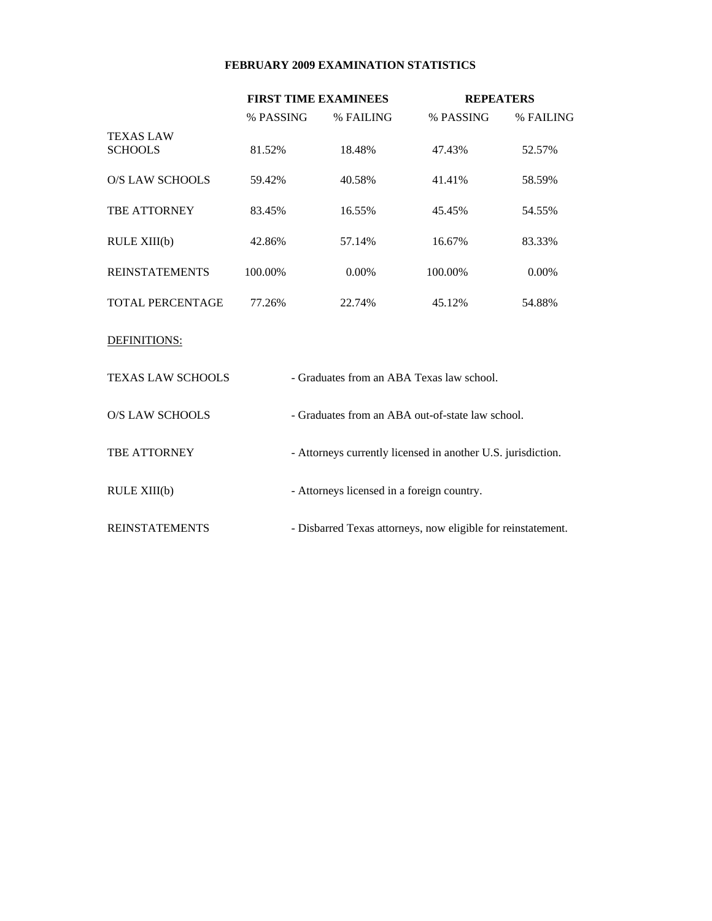**FEBRUARY 2009 EXAMINATION STATISTICS**

| | FIRST TIME EXAMINEES | | REPEATERS | |
|---|---|---|---|---|
| | % PASSING | % FAILING | % PASSING | % FAILING |
| TEXAS LAW SCHOOLS | 81.52% | 18.48% | 47.43% | 52.57% |
| O/S LAW SCHOOLS | 59.42% | 40.58% | 41.41% | 58.59% |
| TBE ATTORNEY | 83.45% | 16.55% | 45.45% | 54.55% |
| RULE XIII(b) | 42.86% | 57.14% | 16.67% | 83.33% |
| REINSTATEMENTS | 100.00% | 0.00% | 100.00% | 0.00% |
| TOTAL PERCENTAGE | 77.26% | 22.74% | 45.12% | 54.88% |

DEFINITIONS:

| | |
|---|---|
| TEXAS LAW SCHOOLS | - Graduates from an ABA Texas law school. |
| O/S LAW SCHOOLS | - Graduates from an ABA out-of-state law school. |
| TBE ATTORNEY | - Attorneys currently licensed in another U.S. jurisdiction. |
| RULE XIII(b) | - Attorneys licensed in a foreign country. |
| REINSTATEMENTS | - Disbarred Texas attorneys, now eligible for reinstatement. |